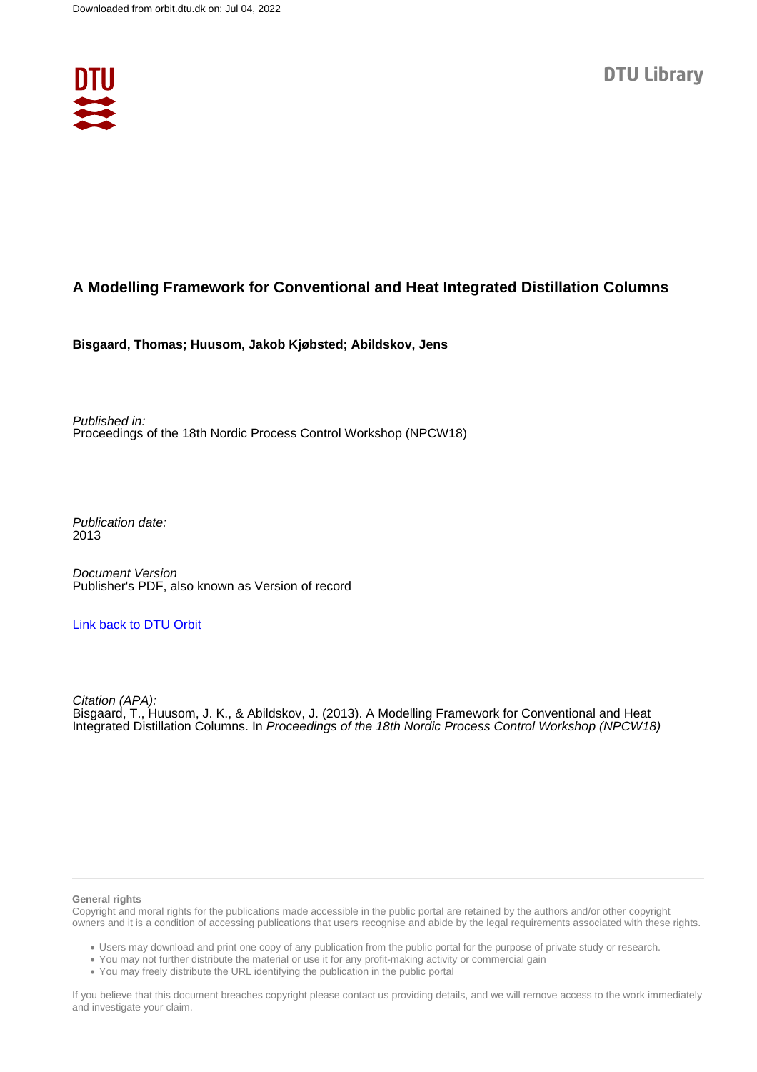Downloaded from orbit.dtu.dk on: Jul 04, 2022

DTU Library

# A Modelling Framework for Conventional and Heat Integrated Distillation Columns

**Bisgaard, Thomas; Huusom, Jakob Kjøbsted; Abildskov, Jens**

*Published in:*
Proceedings of the 18th Nordic Process Control Workshop (NPCW18)

*Publication date:*
2013

*Document Version*
Publisher's PDF, also known as Version of record

Link back to DTU Orbit

*Citation (APA):*
Bisgaard, T., Huusom, J. K., & Abildskov, J. (2013). A Modelling Framework for Conventional and Heat Integrated Distillation Columns. In *Proceedings of the 18th Nordic Process Control Workshop (NPCW18)*

**General rights**

Copyright and moral rights for the publications made accessible in the public portal are retained by the authors and/or other copyright owners and it is a condition of accessing publications that users recognise and abide by the legal requirements associated with these rights.

- Users may download and print one copy of any publication from the public portal for the purpose of private study or research.
- You may not further distribute the material or use it for any profit-making activity or commercial gain
- You may freely distribute the URL identifying the publication in the public portal

If you believe that this document breaches copyright please contact us providing details, and we will remove access to the work immediately and investigate your claim.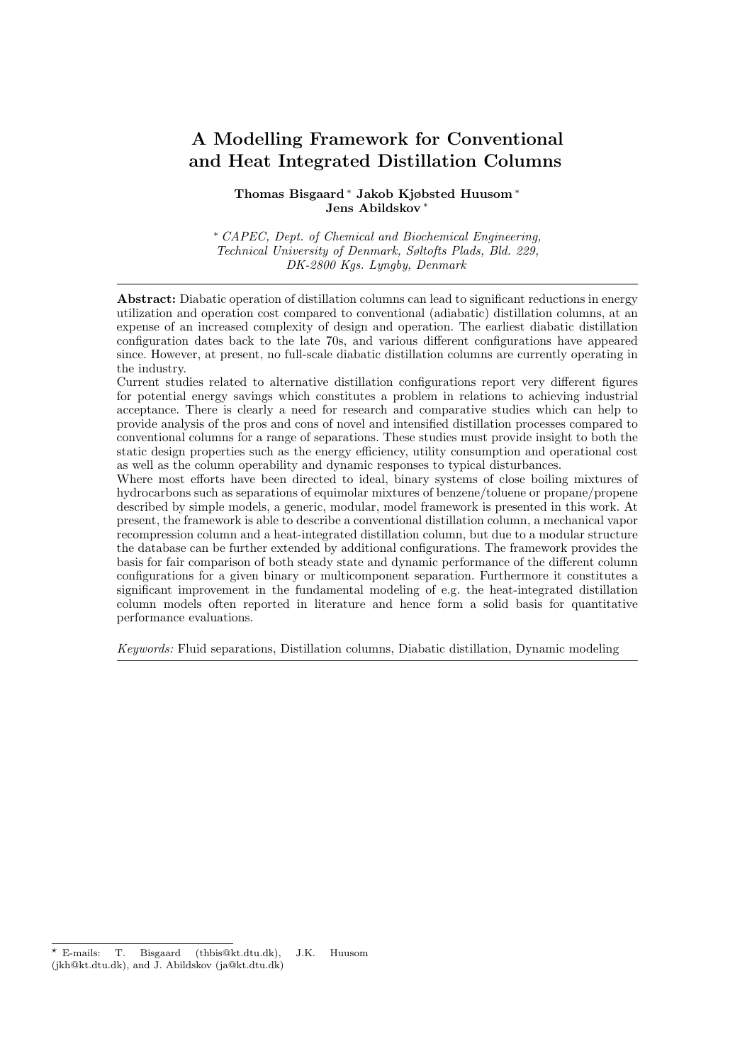# A Modelling Framework for Conventional and Heat Integrated Distillation Columns

**Thomas Bisgaard** * **Jakob Kjøbsted Huusom** * **Jens Abildskov** *

* *CAPEC, Dept. of Chemical and Biochemical Engineering, Technical University of Denmark, Søltofts Plads, Bld. 229, DK-2800 Kgs. Lyngby, Denmark*

---

**Abstract:** Diabatic operation of distillation columns can lead to significant reductions in energy utilization and operation cost compared to conventional (adiabatic) distillation columns, at an expense of an increased complexity of design and operation. The earliest diabatic distillation configuration dates back to the late 70s, and various different configurations have appeared since. However, at present, no full-scale diabatic distillation columns are currently operating in the industry.

Current studies related to alternative distillation configurations report very different figures for potential energy savings which constitutes a problem in relations to achieving industrial acceptance. There is clearly a need for research and comparative studies which can help to provide analysis of the pros and cons of novel and intensified distillation processes compared to conventional columns for a range of separations. These studies must provide insight to both the static design properties such as the energy efficiency, utility consumption and operational cost as well as the column operability and dynamic responses to typical disturbances.

Where most efforts have been directed to ideal, binary systems of close boiling mixtures of hydrocarbons such as separations of equimolar mixtures of benzene/toluene or propane/propene described by simple models, a generic, modular, model framework is presented in this work. At present, the framework is able to describe a conventional distillation column, a mechanical vapor recompression column and a heat-integrated distillation column, but due to a modular structure the database can be further extended by additional configurations. The framework provides the basis for fair comparison of both steady state and dynamic performance of the different column configurations for a given binary or multicomponent separation. Furthermore it constitutes a significant improvement in the fundamental modeling of e.g. the heat-integrated distillation column models often reported in literature and hence form a solid basis for quantitative performance evaluations.

*Keywords:* Fluid separations, Distillation columns, Diabatic distillation, Dynamic modeling

---

* E-mails: T. Bisgaard (thbis@kt.dtu.dk), J.K. Huusom (jkh@kt.dtu.dk), and J. Abildskov (ja@kt.dtu.dk)